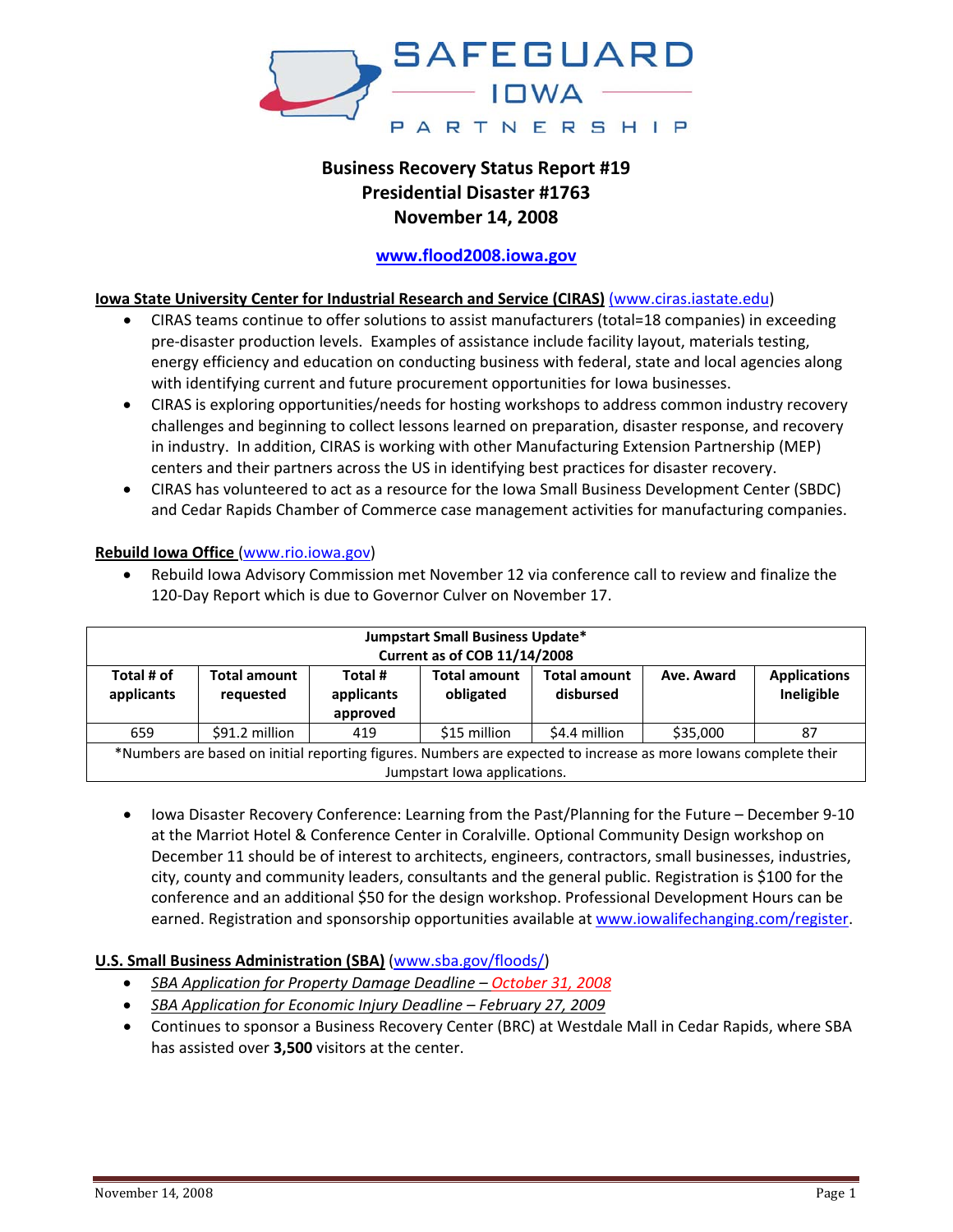SAFEGUARD IOWA PARTNERSHIP

# Business Recovery Status Report #19
# Presidential Disaster #1763
# November 14, 2008

**www.flood2008.iowa.gov**

**Iowa State University Center for Industrial Research and Service (CIRAS)** (www.ciras.iastate.edu)

- CIRAS teams continue to offer solutions to assist manufacturers (total=18 companies) in exceeding pre-disaster production levels. Examples of assistance include facility layout, materials testing, energy efficiency and education on conducting business with federal, state and local agencies along with identifying current and future procurement opportunities for Iowa businesses.
- CIRAS is exploring opportunities/needs for hosting workshops to address common industry recovery challenges and beginning to collect lessons learned on preparation, disaster response, and recovery in industry. In addition, CIRAS is working with other Manufacturing Extension Partnership (MEP) centers and their partners across the US in identifying best practices for disaster recovery.
- CIRAS has volunteered to act as a resource for the Iowa Small Business Development Center (SBDC) and Cedar Rapids Chamber of Commerce case management activities for manufacturing companies.

**Rebuild Iowa Office** (www.rio.iowa.gov)

- Rebuild Iowa Advisory Commission met November 12 via conference call to review and finalize the 120-Day Report which is due to Governor Culver on November 17.

| Jumpstart Small Business Update* Current as of COB 11/14/2008 | | | | | | |
|---|---|---|---|---|---|---|
| **Total # of applicants** | **Total amount requested** | **Total # applicants approved** | **Total amount obligated** | **Total amount disbursed** | **Ave. Award** | **Applications Ineligible** |
| 659 | $91.2 million | 419 | $15 million | $4.4 million | $35,000 | 87 |
| *Numbers are based on initial reporting figures. Numbers are expected to increase as more Iowans complete their Jumpstart Iowa applications. | | | | | | |

- Iowa Disaster Recovery Conference: Learning from the Past/Planning for the Future – December 9-10 at the Marriot Hotel & Conference Center in Coralville. Optional Community Design workshop on December 11 should be of interest to architects, engineers, contractors, small businesses, industries, city, county and community leaders, consultants and the general public. Registration is $100 for the conference and an additional $50 for the design workshop. Professional Development Hours can be earned. Registration and sponsorship opportunities available at www.iowalifechanging.com/register.

**U.S. Small Business Administration (SBA)** (www.sba.gov/floods/)

- *SBA Application for Property Damage Deadline – October 31, 2008*
- *SBA Application for Economic Injury Deadline – February 27, 2009*
- Continues to sponsor a Business Recovery Center (BRC) at Westdale Mall in Cedar Rapids, where SBA has assisted over **3,500** visitors at the center.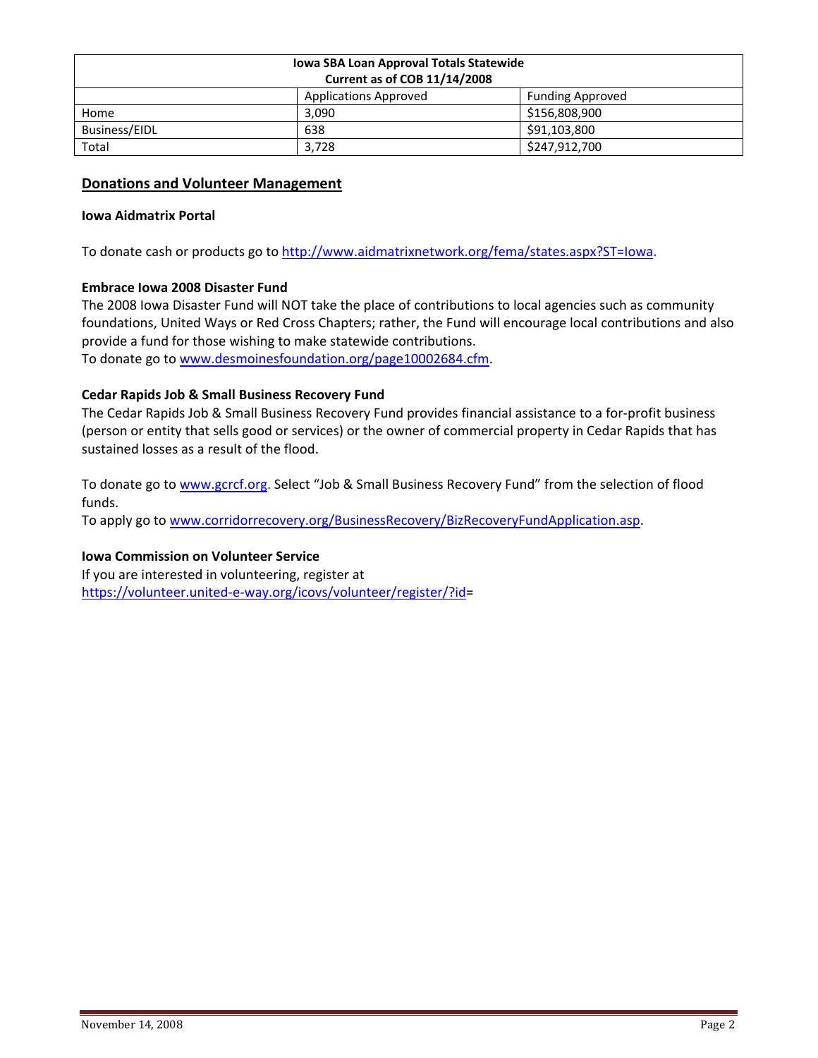| Iowa SBA Loan Approval Totals Statewide<br>Current as of COB 11/14/2008 | | |
|---|---|---|
| | Applications Approved | Funding Approved |
| Home | 3,090 | $156,808,900 |
| Business/EIDL | 638 | $91,103,800 |
| Total | 3,728 | $247,912,700 |

## Donations and Volunteer Management

**Iowa Aidmatrix Portal**

To donate cash or products go to http://www.aidmatrixnetwork.org/fema/states.aspx?ST=Iowa.

**Embrace Iowa 2008 Disaster Fund**

The 2008 Iowa Disaster Fund will NOT take the place of contributions to local agencies such as community foundations, United Ways or Red Cross Chapters; rather, the Fund will encourage local contributions and also provide a fund for those wishing to make statewide contributions.
To donate go to www.desmoinesfoundation.org/page10002684.cfm.

**Cedar Rapids Job & Small Business Recovery Fund**

The Cedar Rapids Job & Small Business Recovery Fund provides financial assistance to a for-profit business (person or entity that sells good or services) or the owner of commercial property in Cedar Rapids that has sustained losses as a result of the flood.

To donate go to www.gcrcf.org. Select "Job & Small Business Recovery Fund" from the selection of flood funds.
To apply go to www.corridorrecovery.org/BusinessRecovery/BizRecoveryFundApplication.asp.

**Iowa Commission on Volunteer Service**

If you are interested in volunteering, register at https://volunteer.united-e-way.org/icovs/volunteer/register/?id=